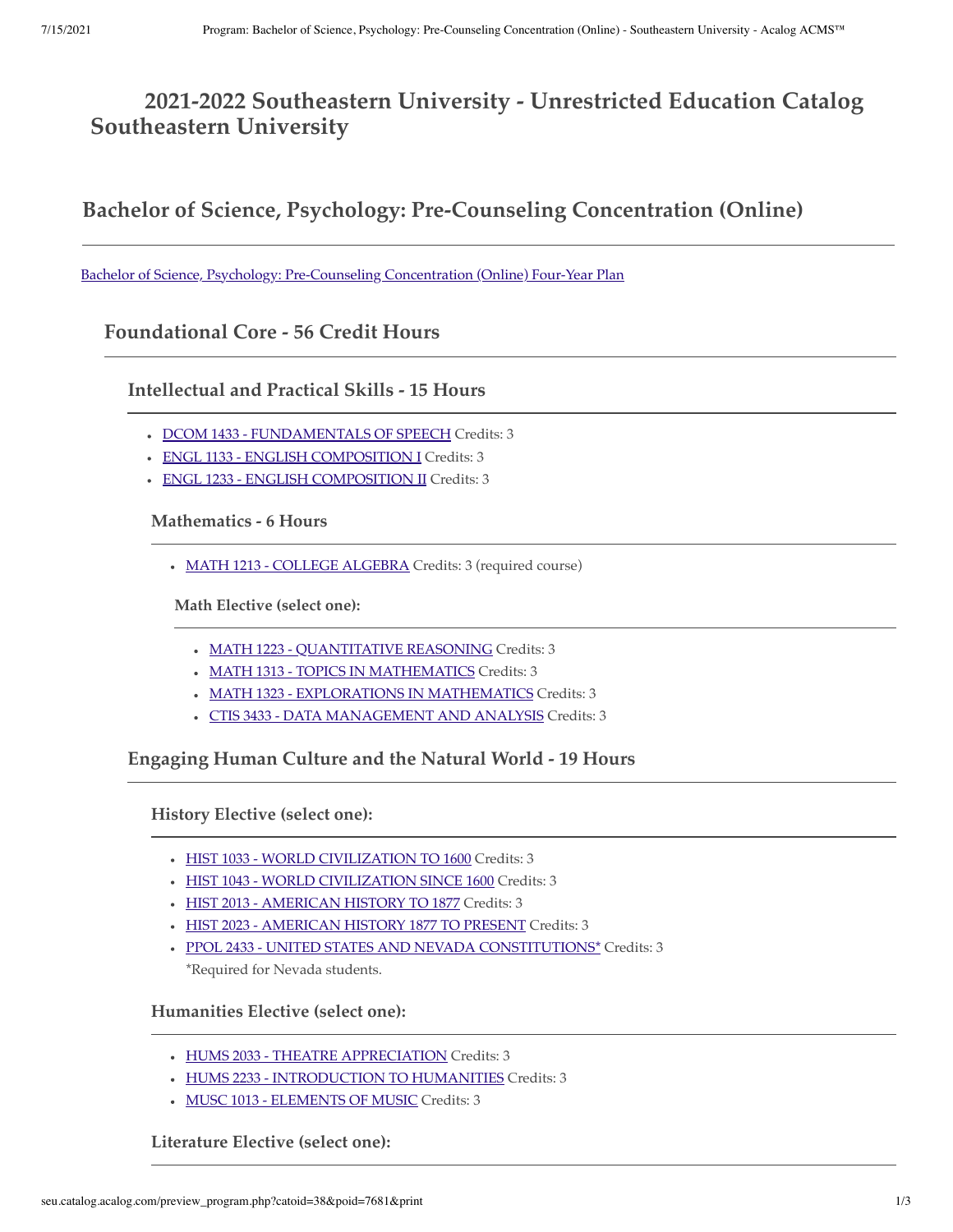# 2021-2022 Southeastern University - Unrestricted Education Catalog Southeastern University

## Bachelor of Science, Psychology: Pre-Counseling Concentration (Online)

Bachelor of Science, Psychology: Pre-Counseling Concentration (Online) Four-Year Plan

### Foundational Core - 56 Credit Hours

#### Intellectual and Practical Skills - 15 Hours

- DCOM 1433 - FUNDAMENTALS OF SPEECH Credits: 3
- ENGL 1133 - ENGLISH COMPOSITION I Credits: 3
- ENGL 1233 - ENGLISH COMPOSITION II Credits: 3

##### Mathematics - 6 Hours

- MATH 1213 - COLLEGE ALGEBRA Credits: 3 (required course)

**Math Elective (select one):**

- MATH 1223 - QUANTITATIVE REASONING Credits: 3
- MATH 1313 - TOPICS IN MATHEMATICS Credits: 3
- MATH 1323 - EXPLORATIONS IN MATHEMATICS Credits: 3
- CTIS 3433 - DATA MANAGEMENT AND ANALYSIS Credits: 3

#### Engaging Human Culture and the Natural World - 19 Hours

##### History Elective (select one):

- HIST 1033 - WORLD CIVILIZATION TO 1600 Credits: 3
- HIST 1043 - WORLD CIVILIZATION SINCE 1600 Credits: 3
- HIST 2013 - AMERICAN HISTORY TO 1877 Credits: 3
- HIST 2023 - AMERICAN HISTORY 1877 TO PRESENT Credits: 3
- PPOL 2433 - UNITED STATES AND NEVADA CONSTITUTIONS* Credits: 3
  *Required for Nevada students.

##### Humanities Elective (select one):

- HUMS 2033 - THEATRE APPRECIATION Credits: 3
- HUMS 2233 - INTRODUCTION TO HUMANITIES Credits: 3
- MUSC 1013 - ELEMENTS OF MUSIC Credits: 3

##### Literature Elective (select one):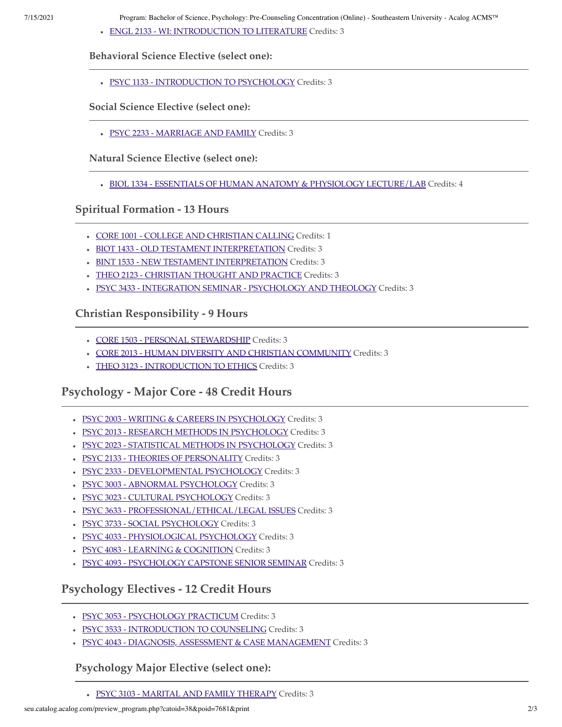- ENGL 2133 - WI: INTRODUCTION TO LITERATURE Credits: 3

### Behavioral Science Elective (select one):

- PSYC 1133 - INTRODUCTION TO PSYCHOLOGY Credits: 3

### Social Science Elective (select one):

- PSYC 2233 - MARRIAGE AND FAMILY Credits: 3

### Natural Science Elective (select one):

- BIOL 1334 - ESSENTIALS OF HUMAN ANATOMY & PHYSIOLOGY LECTURE/LAB Credits: 4

## Spiritual Formation - 13 Hours

- CORE 1001 - COLLEGE AND CHRISTIAN CALLING Credits: 1
- BIOT 1433 - OLD TESTAMENT INTERPRETATION Credits: 3
- BINT 1533 - NEW TESTAMENT INTERPRETATION Credits: 3
- THEO 2123 - CHRISTIAN THOUGHT AND PRACTICE Credits: 3
- PSYC 3433 - INTEGRATION SEMINAR - PSYCHOLOGY AND THEOLOGY Credits: 3

## Christian Responsibility - 9 Hours

- CORE 1503 - PERSONAL STEWARDSHIP Credits: 3
- CORE 2013 - HUMAN DIVERSITY AND CHRISTIAN COMMUNITY Credits: 3
- THEO 3123 - INTRODUCTION TO ETHICS Credits: 3

# Psychology - Major Core - 48 Credit Hours

- PSYC 2003 - WRITING & CAREERS IN PSYCHOLOGY Credits: 3
- PSYC 2013 - RESEARCH METHODS IN PSYCHOLOGY Credits: 3
- PSYC 2023 - STATISTICAL METHODS IN PSYCHOLOGY Credits: 3
- PSYC 2133 - THEORIES OF PERSONALITY Credits: 3
- PSYC 2333 - DEVELOPMENTAL PSYCHOLOGY Credits: 3
- PSYC 3003 - ABNORMAL PSYCHOLOGY Credits: 3
- PSYC 3023 - CULTURAL PSYCHOLOGY Credits: 3
- PSYC 3633 - PROFESSIONAL/ETHICAL/LEGAL ISSUES Credits: 3
- PSYC 3733 - SOCIAL PSYCHOLOGY Credits: 3
- PSYC 4033 - PHYSIOLOGICAL PSYCHOLOGY Credits: 3
- PSYC 4083 - LEARNING & COGNITION Credits: 3
- PSYC 4093 - PSYCHOLOGY CAPSTONE SENIOR SEMINAR Credits: 3

# Psychology Electives - 12 Credit Hours

- PSYC 3053 - PSYCHOLOGY PRACTICUM Credits: 3
- PSYC 3533 - INTRODUCTION TO COUNSELING Credits: 3
- PSYC 4043 - DIAGNOSIS, ASSESSMENT & CASE MANAGEMENT Credits: 3

## Psychology Major Elective (select one):

- PSYC 3103 - MARITAL AND FAMILY THERAPY Credits: 3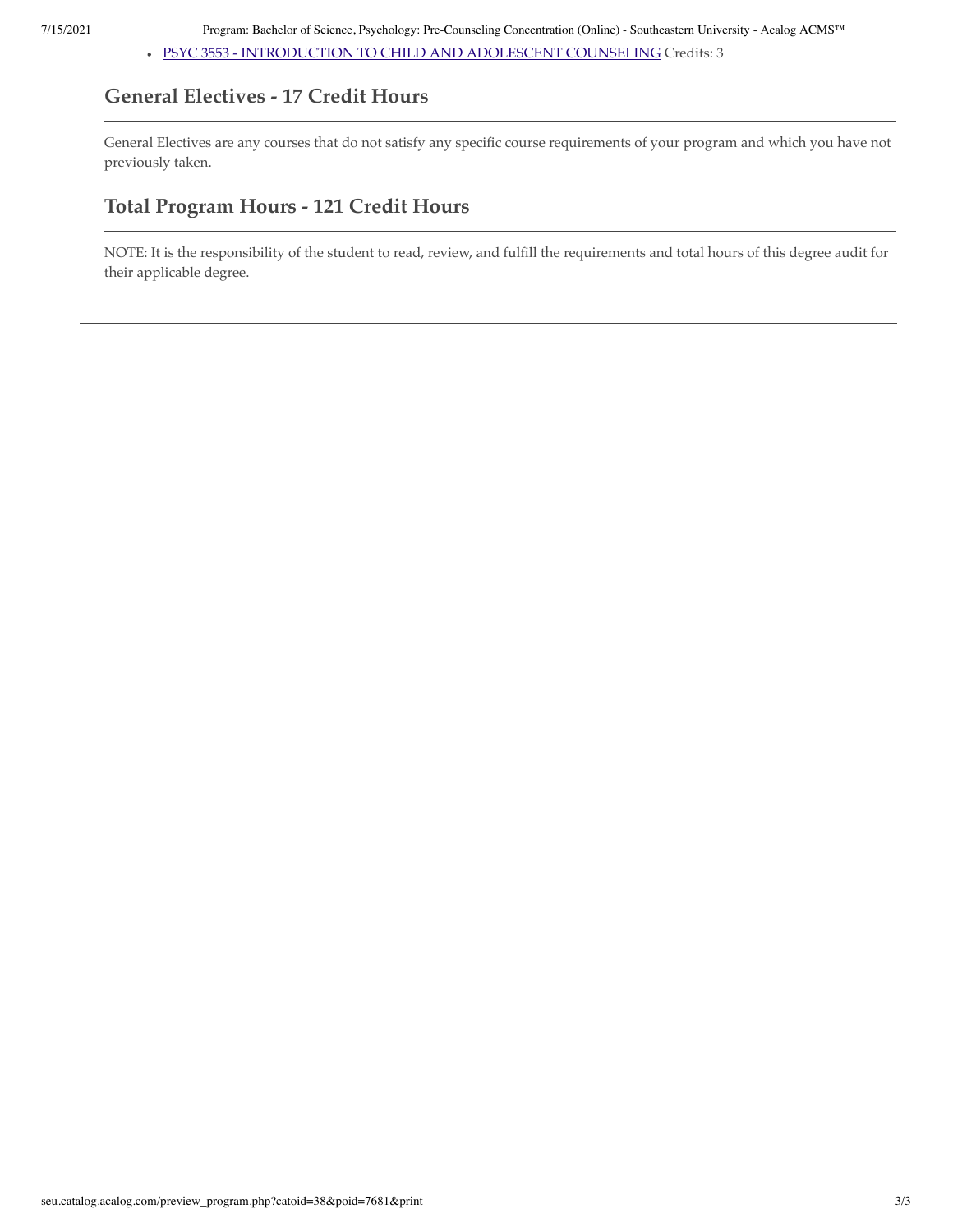- PSYC 3553 - INTRODUCTION TO CHILD AND ADOLESCENT COUNSELING Credits: 3

## General Electives - 17 Credit Hours

General Electives are any courses that do not satisfy any specific course requirements of your program and which you have not previously taken.

## Total Program Hours - 121 Credit Hours

NOTE: It is the responsibility of the student to read, review, and fulfill the requirements and total hours of this degree audit for their applicable degree.